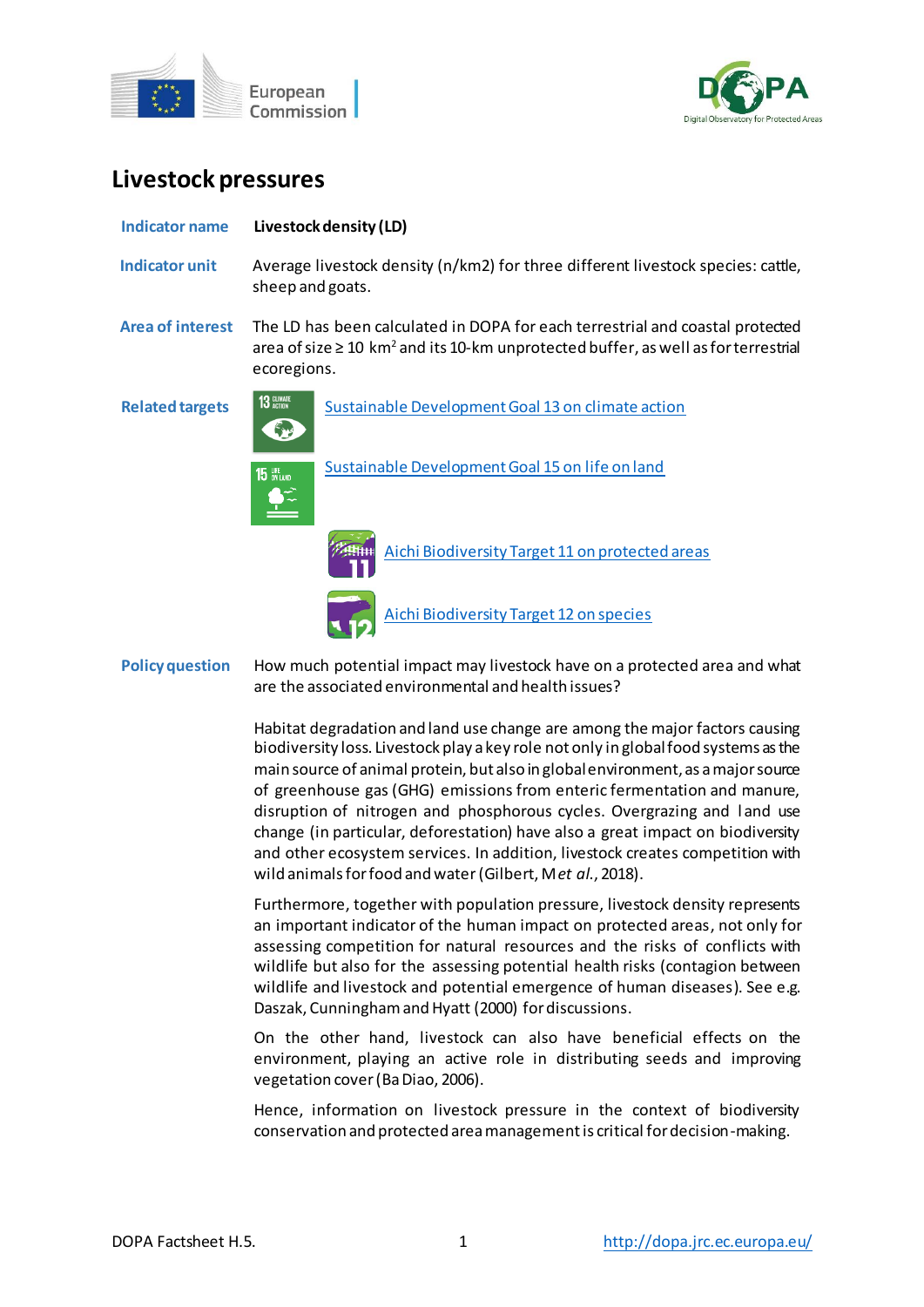# Livestock pressures

**Indicator name** — **Livestock density (LD)**

**Indicator unit** — Average livestock density (n/km2) for three different livestock species: cattle, sheep and goats.

**Area of interest** — The LD has been calculated in DOPA for each terrestrial and coastal protected area of size ≥ 10 $km^2$ and its 10-km unprotected buffer, as well as for terrestrial ecoregions.

**Related targets**

- Sustainable Development Goal 13 on climate action
- Sustainable Development Goal 15 on life on land
- Aichi Biodiversity Target 11 on protected areas
- Aichi Biodiversity Target 12 on species

**Policy question** — How much potential impact may livestock have on a protected area and what are the associated environmental and health issues?

Habitat degradation and land use change are among the major factors causing biodiversity loss. Livestock play a key role not only in global food systems as the main source of animal protein, but also in global environment, as a major source of greenhouse gas (GHG) emissions from enteric fermentation and manure, disruption of nitrogen and phosphorous cycles. Overgrazing and land use change (in particular, deforestation) have also a great impact on biodiversity and other ecosystem services. In addition, livestock creates competition with wild animals for food and water (Gilbert, M *et al.*, 2018).

Furthermore, together with population pressure, livestock density represents an important indicator of the human impact on protected areas, not only for assessing competition for natural resources and the risks of conflicts with wildlife but also for the assessing potential health risks (contagion between wildlife and livestock and potential emergence of human diseases). See e.g. Daszak, Cunningham and Hyatt (2000) for discussions.

On the other hand, livestock can also have beneficial effects on the environment, playing an active role in distributing seeds and improving vegetation cover (Ba Diao, 2006).

Hence, information on livestock pressure in the context of biodiversity conservation and protected area management is critical for decision-making.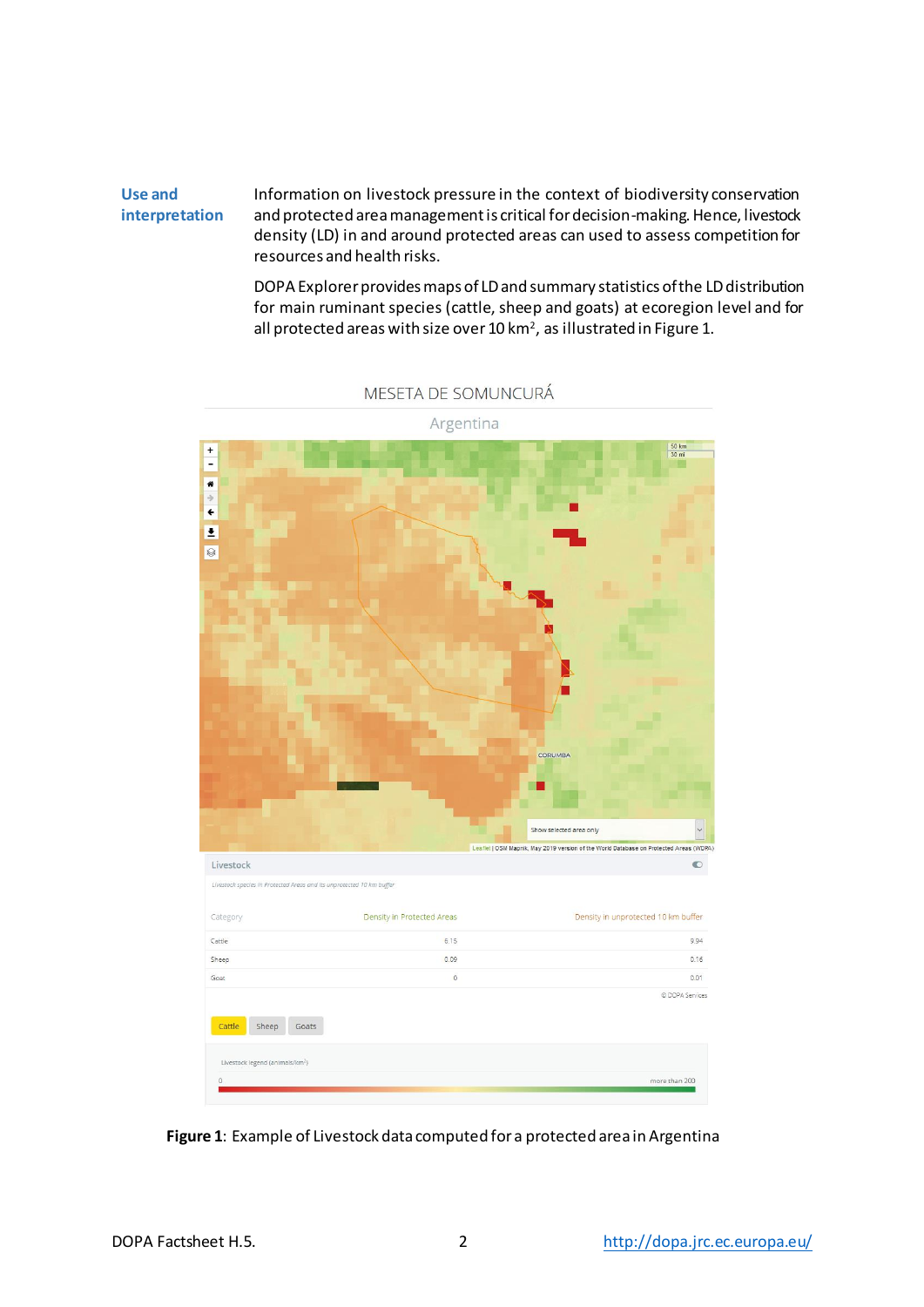**Use and interpretation**

Information on livestock pressure in the context of biodiversity conservation and protected area management is critical for decision-making. Hence, livestock density (LD) in and around protected areas can used to assess competition for resources and health risks.

DOPA Explorer provides maps of LD and summary statistics of the LD distribution for main ruminant species (cattle, sheep and goats) at ecoregion level and for all protected areas with size over 10 km², as illustrated in Figure 1.

MESETA DE SOMUNCURÁ

Argentina

Livestock

*Livestock species in Protected Areas and its unprotected 10 km buffer*

| Category | Density in Protected Areas | Density in unprotected 10 km buffer |
|---|---|---|
| Cattle | 6.15 | 9.94 |
| Sheep | 0.09 | 0.16 |
| Goat | 0 | 0.01 |

© DOPA Services

Cattle Sheep Goats

Livestock legend (animals/km²)

0 — more than 200

**Figure 1**: Example of Livestock data computed for a protected area in Argentina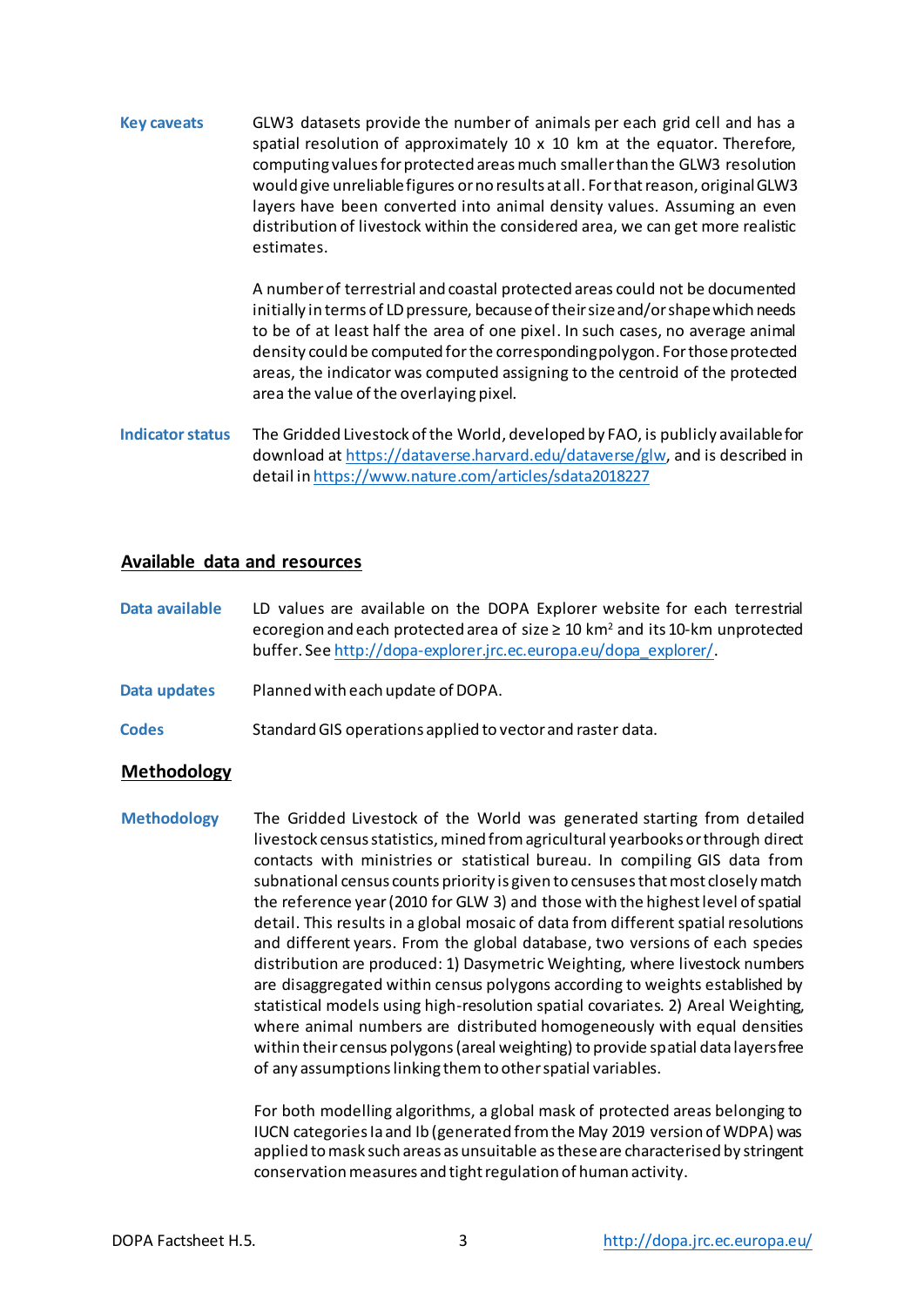**Key caveats**

GLW3 datasets provide the number of animals per each grid cell and has a spatial resolution of approximately 10 x 10 km at the equator. Therefore, computing values for protected areas much smaller than the GLW3 resolution would give unreliable figures or no results at all. For that reason, original GLW3 layers have been converted into animal density values. Assuming an even distribution of livestock within the considered area, we can get more realistic estimates.

A number of terrestrial and coastal protected areas could not be documented initially in terms of LD pressure, because of their size and/or shape which needs to be of at least half the area of one pixel. In such cases, no average animal density could be computed for the corresponding polygon. For those protected areas, the indicator was computed assigning to the centroid of the protected area the value of the overlaying pixel.

**Indicator status**

The Gridded Livestock of the World, developed by FAO, is publicly available for download at https://dataverse.harvard.edu/dataverse/glw, and is described in detail in https://www.nature.com/articles/sdata2018227

## Available data and resources

**Data available**

LD values are available on the DOPA Explorer website for each terrestrial ecoregion and each protected area of size ≥ 10 $km^2$ and its 10-km unprotected buffer. See http://dopa-explorer.jrc.ec.europa.eu/dopa_explorer/.

**Data updates**

Planned with each update of DOPA.

**Codes**

Standard GIS operations applied to vector and raster data.

## Methodology

**Methodology**

The Gridded Livestock of the World was generated starting from detailed livestock census statistics, mined from agricultural yearbooks or through direct contacts with ministries or statistical bureau. In compiling GIS data from subnational census counts priority is given to censuses that most closely match the reference year (2010 for GLW 3) and those with the highest level of spatial detail. This results in a global mosaic of data from different spatial resolutions and different years. From the global database, two versions of each species distribution are produced: 1) Dasymetric Weighting, where livestock numbers are disaggregated within census polygons according to weights established by statistical models using high-resolution spatial covariates. 2) Areal Weighting, where animal numbers are distributed homogeneously with equal densities within their census polygons (areal weighting) to provide spatial data layers free of any assumptions linking them to other spatial variables.

For both modelling algorithms, a global mask of protected areas belonging to IUCN categories Ia and Ib (generated from the May 2019 version of WDPA) was applied to mask such areas as unsuitable as these are characterised by stringent conservation measures and tight regulation of human activity.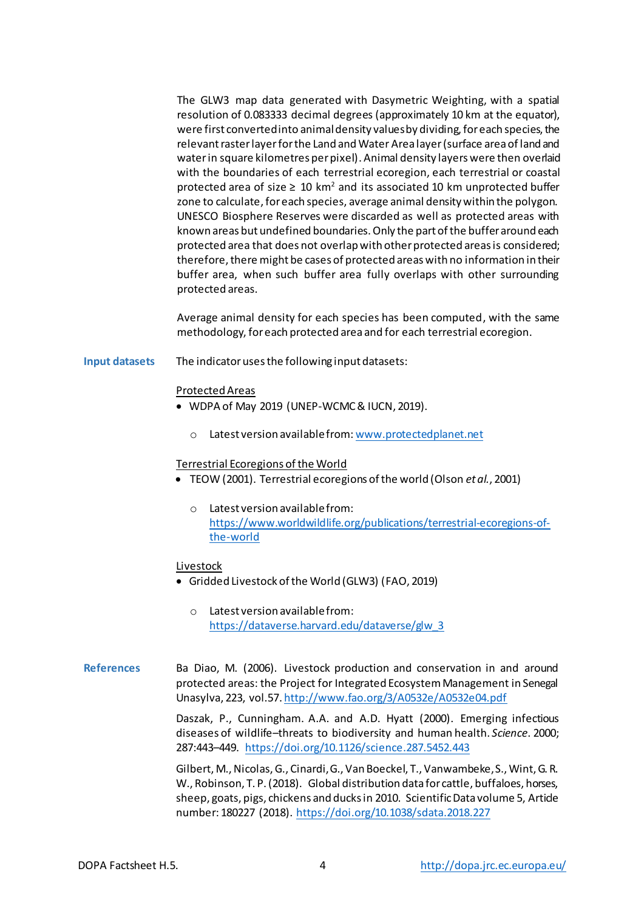The GLW3 map data generated with Dasymetric Weighting, with a spatial resolution of 0.083333 decimal degrees (approximately 10 km at the equator), were first converted into animal density values by dividing, for each species, the relevant raster layer for the Land and Water Area layer (surface area of land and water in square kilometres per pixel). Animal density layers were then overlaid with the boundaries of each terrestrial ecoregion, each terrestrial or coastal protected area of size ≥ 10 km$^2$ and its associated 10 km unprotected buffer zone to calculate, for each species, average animal density within the polygon. UNESCO Biosphere Reserves were discarded as well as protected areas with known areas but undefined boundaries. Only the part of the buffer around each protected area that does not overlap with other protected areas is considered; therefore, there might be cases of protected areas with no information in their buffer area, when such buffer area fully overlaps with other surrounding protected areas.

Average animal density for each species has been computed, with the same methodology, for each protected area and for each terrestrial ecoregion.

### Input datasets

The indicator uses the following input datasets:

<u>Protected Areas</u>

- WDPA of May 2019 (UNEP-WCMC & IUCN, 2019).
  - Latest version available from: [www.protectedplanet.net](http://www.protectedplanet.net)

<u>Terrestrial Ecoregions of the World</u>

- TEOW (2001). Terrestrial ecoregions of the world (Olson *et al.*, 2001)
  - Latest version available from: [https://www.worldwildlife.org/publications/terrestrial-ecoregions-of-the-world](https://www.worldwildlife.org/publications/terrestrial-ecoregions-of-the-world)

<u>Livestock</u>

- Gridded Livestock of the World (GLW3) (FAO, 2019)
  - Latest version available from: [https://dataverse.harvard.edu/dataverse/glw_3](https://dataverse.harvard.edu/dataverse/glw_3)

### References

Ba Diao, M. (2006). Livestock production and conservation in and around protected areas: the Project for Integrated Ecosystem Management in Senegal Unasylva, 223, vol.57. [http://www.fao.org/3/A0532e/A0532e04.pdf](http://www.fao.org/3/A0532e/A0532e04.pdf)

Daszak, P., Cunningham. A.A. and A.D. Hyatt (2000). Emerging infectious diseases of wildlife–threats to biodiversity and human health. *Science*. 2000; 287:443–449. [https://doi.org/10.1126/science.287.5452.443](https://doi.org/10.1126/science.287.5452.443)

Gilbert, M., Nicolas, G., Cinardi, G., Van Boeckel, T., Vanwambeke, S., Wint, G. R. W., Robinson, T. P. (2018). Global distribution data for cattle, buffaloes, horses, sheep, goats, pigs, chickens and ducks in 2010. Scientific Data volume 5, Article number: 180227 (2018). [https://doi.org/10.1038/sdata.2018.227](https://doi.org/10.1038/sdata.2018.227)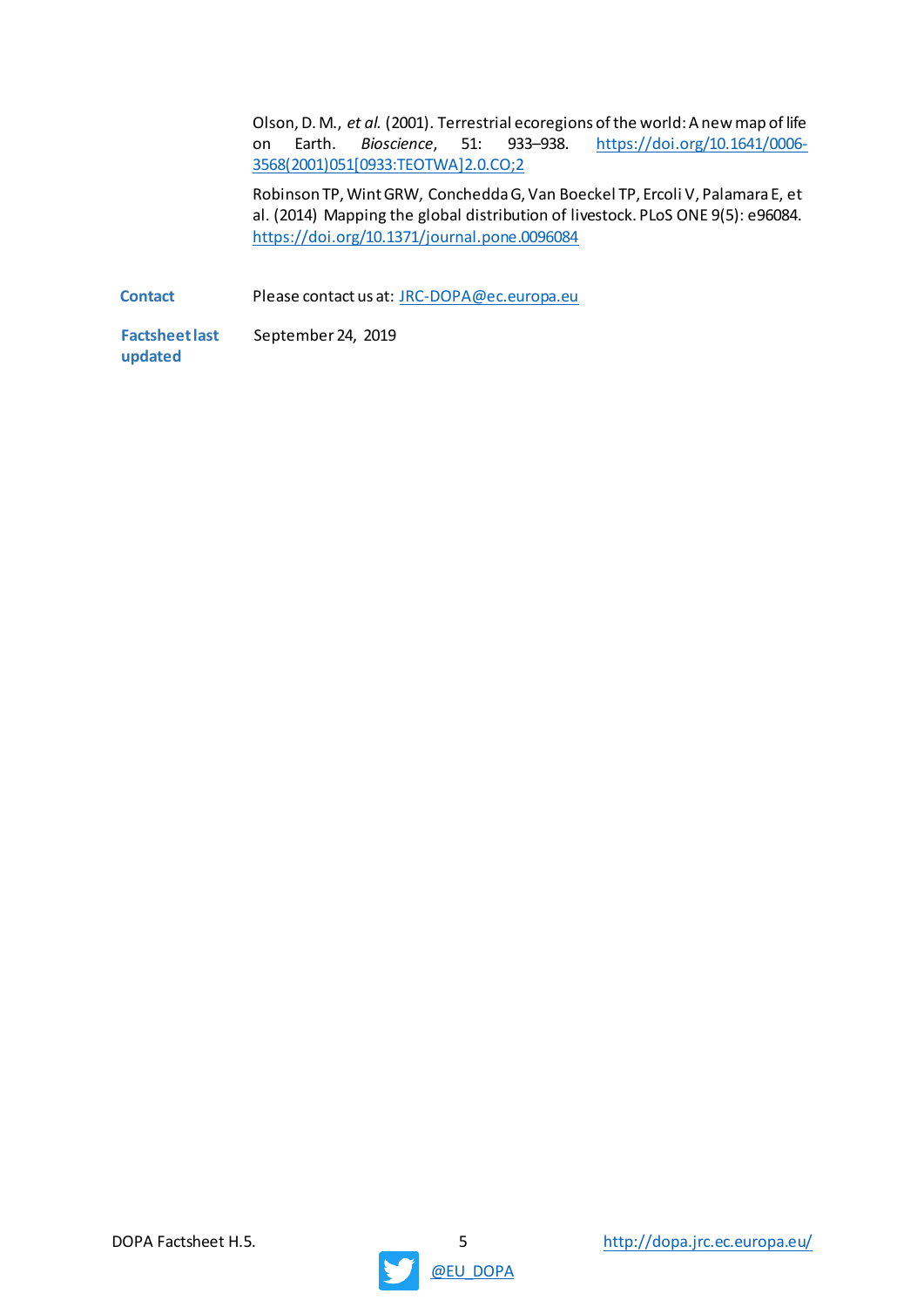Olson, D. M., *et al.* (2001). Terrestrial ecoregions of the world: A new map of life on Earth. *Bioscience*, 51: 933–938. https://doi.org/10.1641/0006-3568(2001)051[0933:TEOTWA]2.0.CO;2

Robinson TP, Wint GRW, Conchedda G, Van Boeckel TP, Ercoli V, Palamara E, et al. (2014) Mapping the global distribution of livestock. PLoS ONE 9(5): e96084. https://doi.org/10.1371/journal.pone.0096084

**Contact**
Please contact us at: JRC-DOPA@ec.europa.eu

**Factsheet last updated**
September 24, 2019